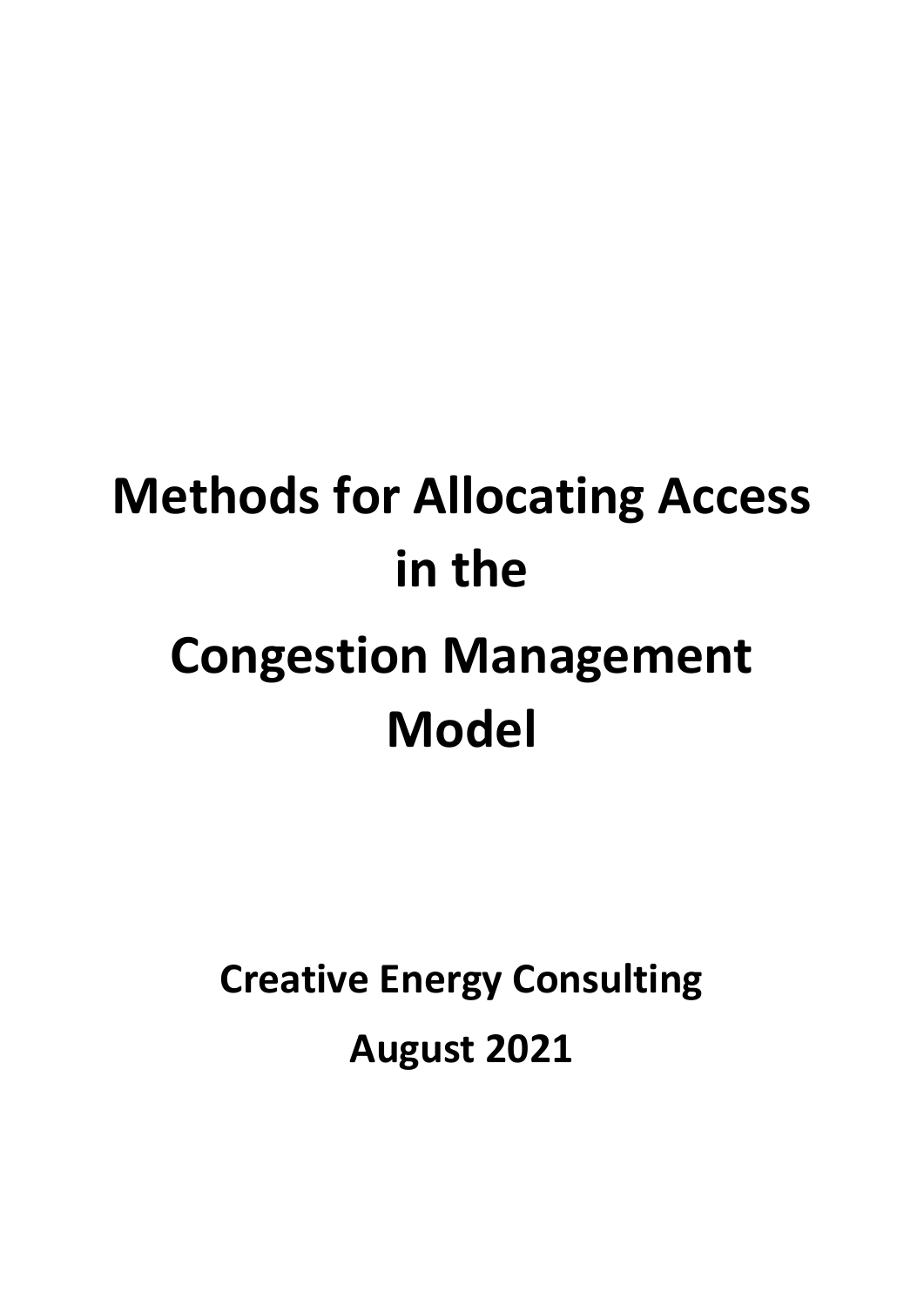# Methods for Allocating Access in the Congestion Management Model

**Creative Energy Consulting**

**August 2021**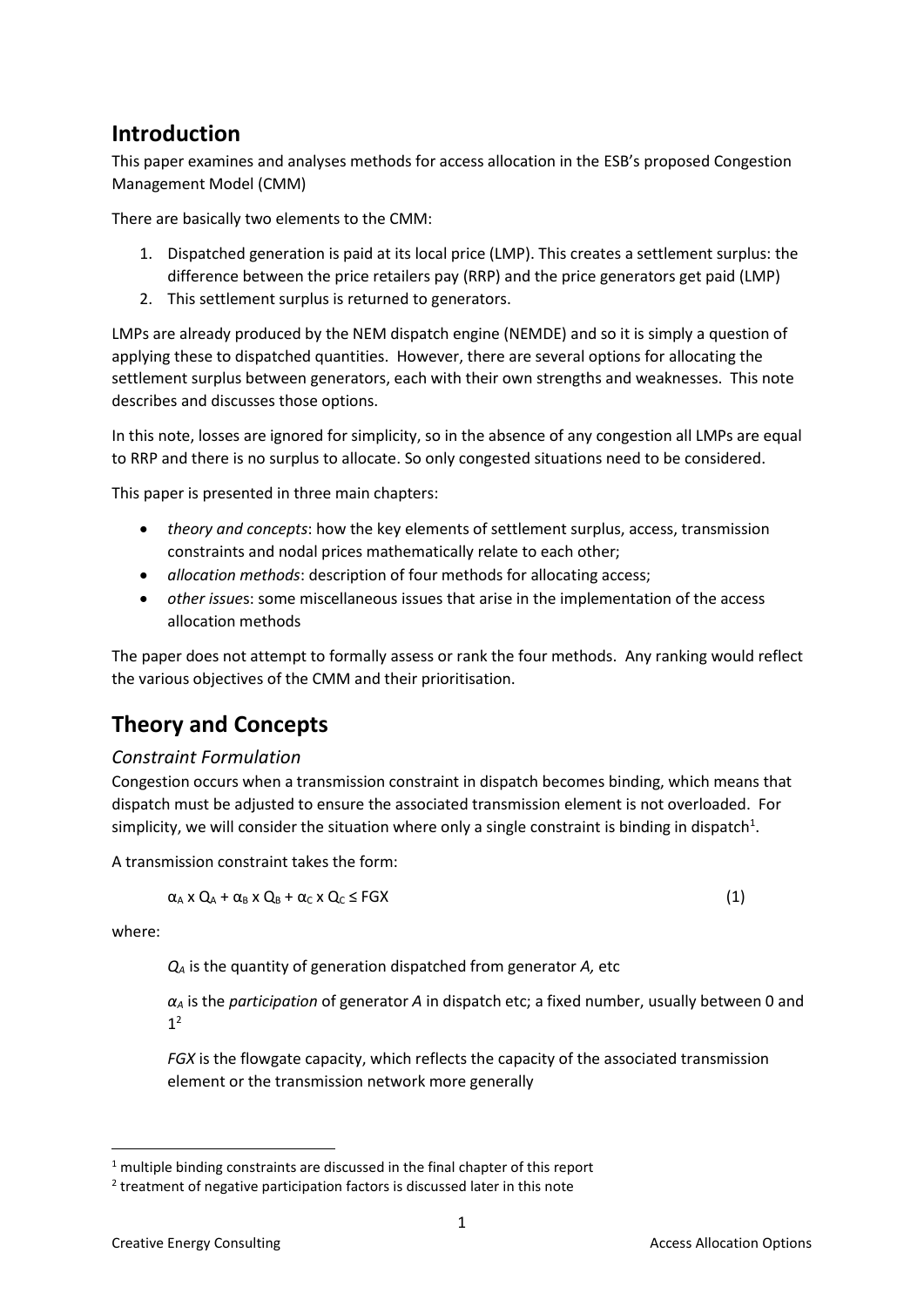# Introduction

This paper examines and analyses methods for access allocation in the ESB's proposed Congestion Management Model (CMM)

There are basically two elements to the CMM:

1. Dispatched generation is paid at its local price (LMP). This creates a settlement surplus: the difference between the price retailers pay (RRP) and the price generators get paid (LMP)
2. This settlement surplus is returned to generators.

LMPs are already produced by the NEM dispatch engine (NEMDE) and so it is simply a question of applying these to dispatched quantities. However, there are several options for allocating the settlement surplus between generators, each with their own strengths and weaknesses. This note describes and discusses those options.

In this note, losses are ignored for simplicity, so in the absence of any congestion all LMPs are equal to RRP and there is no surplus to allocate. So only congested situations need to be considered.

This paper is presented in three main chapters:

- *theory and concepts*: how the key elements of settlement surplus, access, transmission constraints and nodal prices mathematically relate to each other;
- *allocation methods*: description of four methods for allocating access;
- *other issue*s: some miscellaneous issues that arise in the implementation of the access allocation methods

The paper does not attempt to formally assess or rank the four methods. Any ranking would reflect the various objectives of the CMM and their prioritisation.

# Theory and Concepts

## *Constraint Formulation*

Congestion occurs when a transmission constraint in dispatch becomes binding, which means that dispatch must be adjusted to ensure the associated transmission element is not overloaded. For simplicity, we will consider the situation where only a single constraint is binding in dispatch[1].

A transmission constraint takes the form:

$$\alpha_A \times Q_A + \alpha_B \times Q_B + \alpha_C \times Q_C \leq FGX \quad (1)$$

where:

$Q_A$ is the quantity of generation dispatched from generator *A,* etc

$\alpha_A$ is the *participation* of generator *A* in dispatch etc; a fixed number, usually between 0 and 1[2]

*FGX* is the flowgate capacity, which reflects the capacity of the associated transmission element or the transmission network more generally

[1] multiple binding constraints are discussed in the final chapter of this report

[2] treatment of negative participation factors is discussed later in this note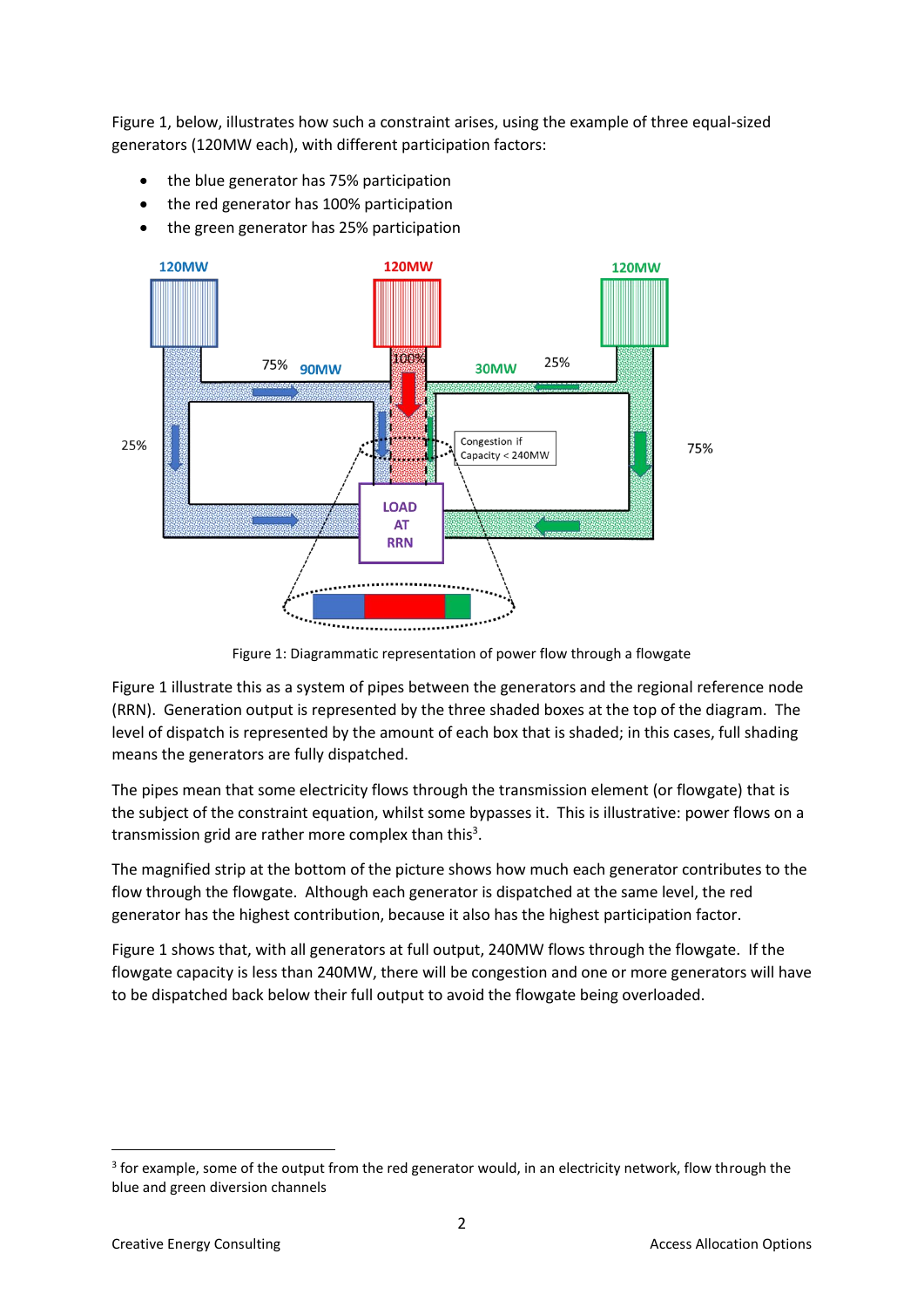Figure 1, below, illustrates how such a constraint arises, using the example of three equal-sized generators (120MW each), with different participation factors:

- the blue generator has 75% participation
- the red generator has 100% participation
- the green generator has 25% participation

Figure 1: Diagrammatic representation of power flow through a flowgate

Figure 1 illustrate this as a system of pipes between the generators and the regional reference node (RRN). Generation output is represented by the three shaded boxes at the top of the diagram. The level of dispatch is represented by the amount of each box that is shaded; in this cases, full shading means the generators are fully dispatched.

The pipes mean that some electricity flows through the transmission element (or flowgate) that is the subject of the constraint equation, whilst some bypasses it. This is illustrative: power flows on a transmission grid are rather more complex than this[3].

The magnified strip at the bottom of the picture shows how much each generator contributes to the flow through the flowgate. Although each generator is dispatched at the same level, the red generator has the highest contribution, because it also has the highest participation factor.

Figure 1 shows that, with all generators at full output, 240MW flows through the flowgate. If the flowgate capacity is less than 240MW, there will be congestion and one or more generators will have to be dispatched back below their full output to avoid the flowgate being overloaded.

[3] for example, some of the output from the red generator would, in an electricity network, flow through the blue and green diversion channels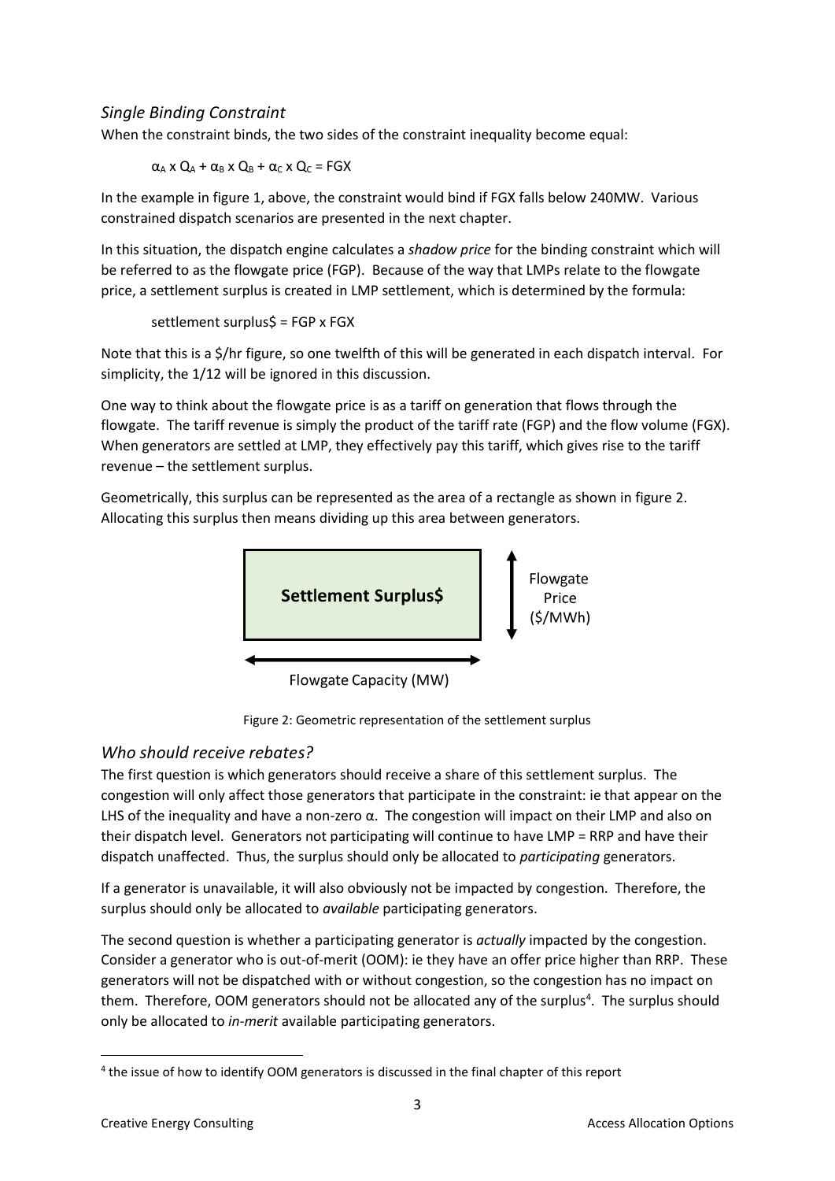### *Single Binding Constraint*

When the constraint binds, the two sides of the constraint inequality become equal:

$$\alpha_A \times Q_A + \alpha_B \times Q_B + \alpha_C \times Q_C = FGX$$

In the example in figure 1, above, the constraint would bind if FGX falls below 240MW. Various constrained dispatch scenarios are presented in the next chapter.

In this situation, the dispatch engine calculates a *shadow price* for the binding constraint which will be referred to as the flowgate price (FGP). Because of the way that LMPs relate to the flowgate price, a settlement surplus is created in LMP settlement, which is determined by the formula:

settlement surplus$ = FGP x FGX

Note that this is a $/hr figure, so one twelfth of this will be generated in each dispatch interval. For simplicity, the 1/12 will be ignored in this discussion.

One way to think about the flowgate price is as a tariff on generation that flows through the flowgate. The tariff revenue is simply the product of the tariff rate (FGP) and the flow volume (FGX). When generators are settled at LMP, they effectively pay this tariff, which gives rise to the tariff revenue – the settlement surplus.

Geometrically, this surplus can be represented as the area of a rectangle as shown in figure 2. Allocating this surplus then means dividing up this area between generators.

**Settlement Surplus$** | Flowgate Price ($/MWh) | Flowgate Capacity (MW)

Figure 2: Geometric representation of the settlement surplus

### *Who should receive rebates?*

The first question is which generators should receive a share of this settlement surplus. The congestion will only affect those generators that participate in the constraint: ie that appear on the LHS of the inequality and have a non-zero α. The congestion will impact on their LMP and also on their dispatch level. Generators not participating will continue to have LMP = RRP and have their dispatch unaffected. Thus, the surplus should only be allocated to *participating* generators.

If a generator is unavailable, it will also obviously not be impacted by congestion. Therefore, the surplus should only be allocated to *available* participating generators.

The second question is whether a participating generator is *actually* impacted by the congestion. Consider a generator who is out-of-merit (OOM): ie they have an offer price higher than RRP. These generators will not be dispatched with or without congestion, so the congestion has no impact on them. Therefore, OOM generators should not be allocated any of the surplus[4]. The surplus should only be allocated to *in-merit* available participating generators.

[4] the issue of how to identify OOM generators is discussed in the final chapter of this report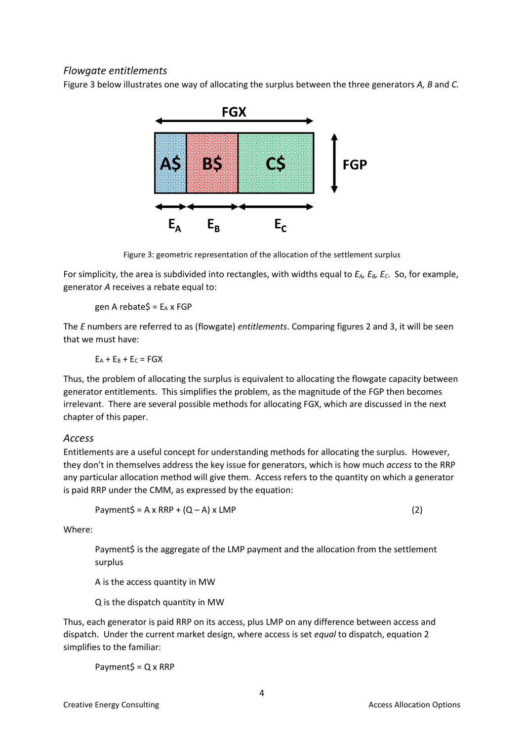### *Flowgate entitlements*

Figure 3 below illustrates one way of allocating the surplus between the three generators *A, B* and *C.*

Figure 3: geometric representation of the allocation of the settlement surplus

For simplicity, the area is subdivided into rectangles, with widths equal to $E_A$, $E_B$, $E_C$. So, for example, generator *A* receives a rebate equal to:

gen A rebate\$ = $E_A$ x FGP

The *E* numbers are referred to as (flowgate) *entitlements*. Comparing figures 2 and 3, it will be seen that we must have:

$E_A + E_B + E_C$ = FGX

Thus, the problem of allocating the surplus is equivalent to allocating the flowgate capacity between generator entitlements. This simplifies the problem, as the magnitude of the FGP then becomes irrelevant. There are several possible methods for allocating FGX, which are discussed in the next chapter of this paper.

### *Access*

Entitlements are a useful concept for understanding methods for allocating the surplus. However, they don't in themselves address the key issue for generators, which is how much *access* to the RRP any particular allocation method will give them. Access refers to the quantity on which a generator is paid RRP under the CMM, as expressed by the equation:

Payment\$ = A x RRP + (Q – A) x LMP (2)

Where:

Payment\$ is the aggregate of the LMP payment and the allocation from the settlement surplus

A is the access quantity in MW

Q is the dispatch quantity in MW

Thus, each generator is paid RRP on its access, plus LMP on any difference between access and dispatch. Under the current market design, where access is set *equal* to dispatch, equation 2 simplifies to the familiar:

Payment\$ = Q x RRP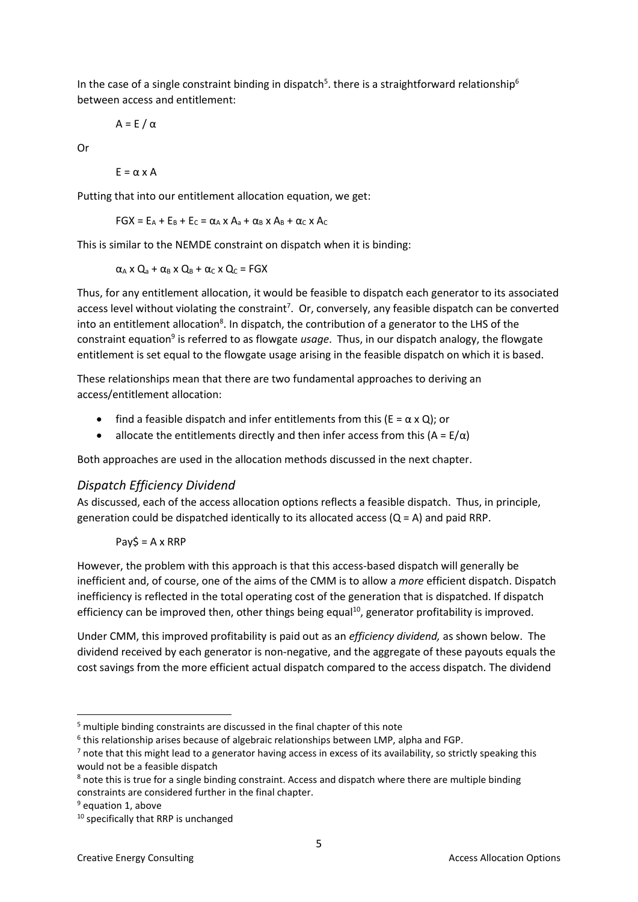In the case of a single constraint binding in dispatch[5]. there is a straightforward relationship[6] between access and entitlement:

$$A = E / \alpha$$

Or

$$E = \alpha \times A$$

Putting that into our entitlement allocation equation, we get:

$$FGX = E_A + E_B + E_C = \alpha_A \times A_a + \alpha_B \times A_B + \alpha_C \times A_C$$

This is similar to the NEMDE constraint on dispatch when it is binding:

$$\alpha_A \times Q_a + \alpha_B \times Q_B + \alpha_C \times Q_C = FGX$$

Thus, for any entitlement allocation, it would be feasible to dispatch each generator to its associated access level without violating the constraint[7]. Or, conversely, any feasible dispatch can be converted into an entitlement allocation[8]. In dispatch, the contribution of a generator to the LHS of the constraint equation[9] is referred to as flowgate *usage*. Thus, in our dispatch analogy, the flowgate entitlement is set equal to the flowgate usage arising in the feasible dispatch on which it is based.

These relationships mean that there are two fundamental approaches to deriving an access/entitlement allocation:

- find a feasible dispatch and infer entitlements from this ($E = \alpha \times Q$); or
- allocate the entitlements directly and then infer access from this ($A = E/\alpha$)

Both approaches are used in the allocation methods discussed in the next chapter.

### *Dispatch Efficiency Dividend*

As discussed, each of the access allocation options reflects a feasible dispatch. Thus, in principle, generation could be dispatched identically to its allocated access ($Q = A$) and paid RRP.

$$Pay\$ = A \times RRP$$

However, the problem with this approach is that this access-based dispatch will generally be inefficient and, of course, one of the aims of the CMM is to allow a *more* efficient dispatch. Dispatch inefficiency is reflected in the total operating cost of the generation that is dispatched. If dispatch efficiency can be improved then, other things being equal[10], generator profitability is improved.

Under CMM, this improved profitability is paid out as an *efficiency dividend,* as shown below. The dividend received by each generator is non-negative, and the aggregate of these payouts equals the cost savings from the more efficient actual dispatch compared to the access dispatch. The dividend

---

[5] multiple binding constraints are discussed in the final chapter of this note

[6] this relationship arises because of algebraic relationships between LMP, alpha and FGP.

[7] note that this might lead to a generator having access in excess of its availability, so strictly speaking this would not be a feasible dispatch

[8] note this is true for a single binding constraint. Access and dispatch where there are multiple binding constraints are considered further in the final chapter.

[9] equation 1, above

[10] specifically that RRP is unchanged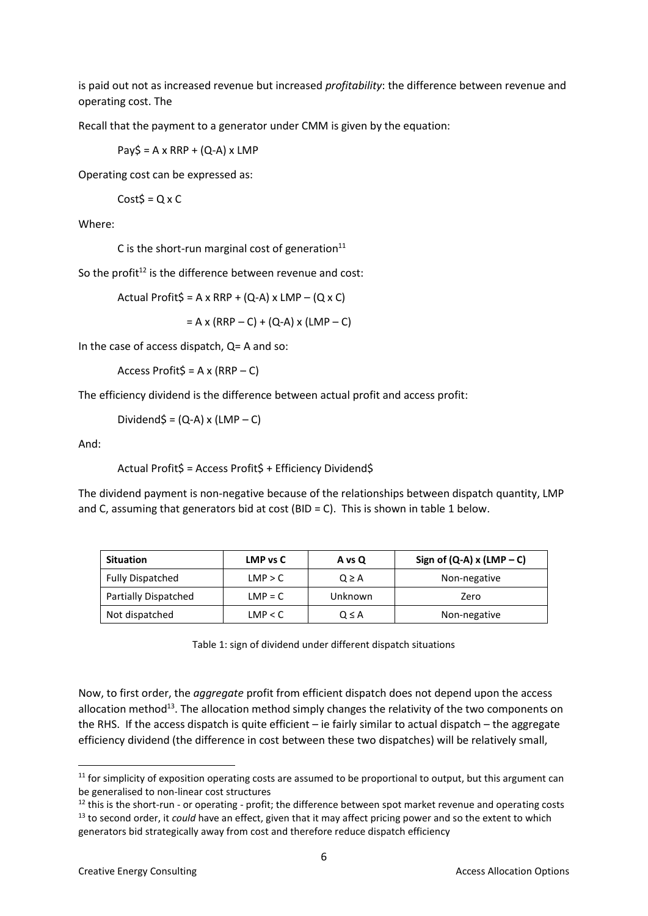is paid out not as increased revenue but increased *profitability*: the difference between revenue and operating cost. The

Recall that the payment to a generator under CMM is given by the equation:

$$\text{Pay\$} = A \times RRP + (Q-A) \times LMP$$

Operating cost can be expressed as:

$$\text{Cost\$} = Q \times C$$

Where:

C is the short-run marginal cost of generation[11]

So the profit[12] is the difference between revenue and cost:

$$\text{Actual Profit\$} = A \times RRP + (Q-A) \times LMP - (Q \times C)$$

$$= A \times (RRP - C) + (Q-A) \times (LMP - C)$$

In the case of access dispatch, Q= A and so:

$$\text{Access Profit\$} = A \times (RRP - C)$$

The efficiency dividend is the difference between actual profit and access profit:

$$\text{Dividend\$} = (Q-A) \times (LMP - C)$$

And:

$$\text{Actual Profit\$} = \text{Access Profit\$} + \text{Efficiency Dividend\$}$$

The dividend payment is non-negative because of the relationships between dispatch quantity, LMP and C, assuming that generators bid at cost (BID = C). This is shown in table 1 below.

| Situation | LMP vs C | A vs Q | Sign of (Q-A) x (LMP – C) |
|---|---|---|---|
| Fully Dispatched | LMP > C | Q ≥ A | Non-negative |
| Partially Dispatched | LMP = C | Unknown | Zero |
| Not dispatched | LMP < C | Q ≤ A | Non-negative |

Table 1: sign of dividend under different dispatch situations

Now, to first order, the *aggregate* profit from efficient dispatch does not depend upon the access allocation method[13]. The allocation method simply changes the relativity of the two components on the RHS. If the access dispatch is quite efficient – ie fairly similar to actual dispatch – the aggregate efficiency dividend (the difference in cost between these two dispatches) will be relatively small,

[11] for simplicity of exposition operating costs are assumed to be proportional to output, but this argument can be generalised to non-linear cost structures

[12] this is the short-run - or operating - profit; the difference between spot market revenue and operating costs

[13] to second order, it *could* have an effect, given that it may affect pricing power and so the extent to which generators bid strategically away from cost and therefore reduce dispatch efficiency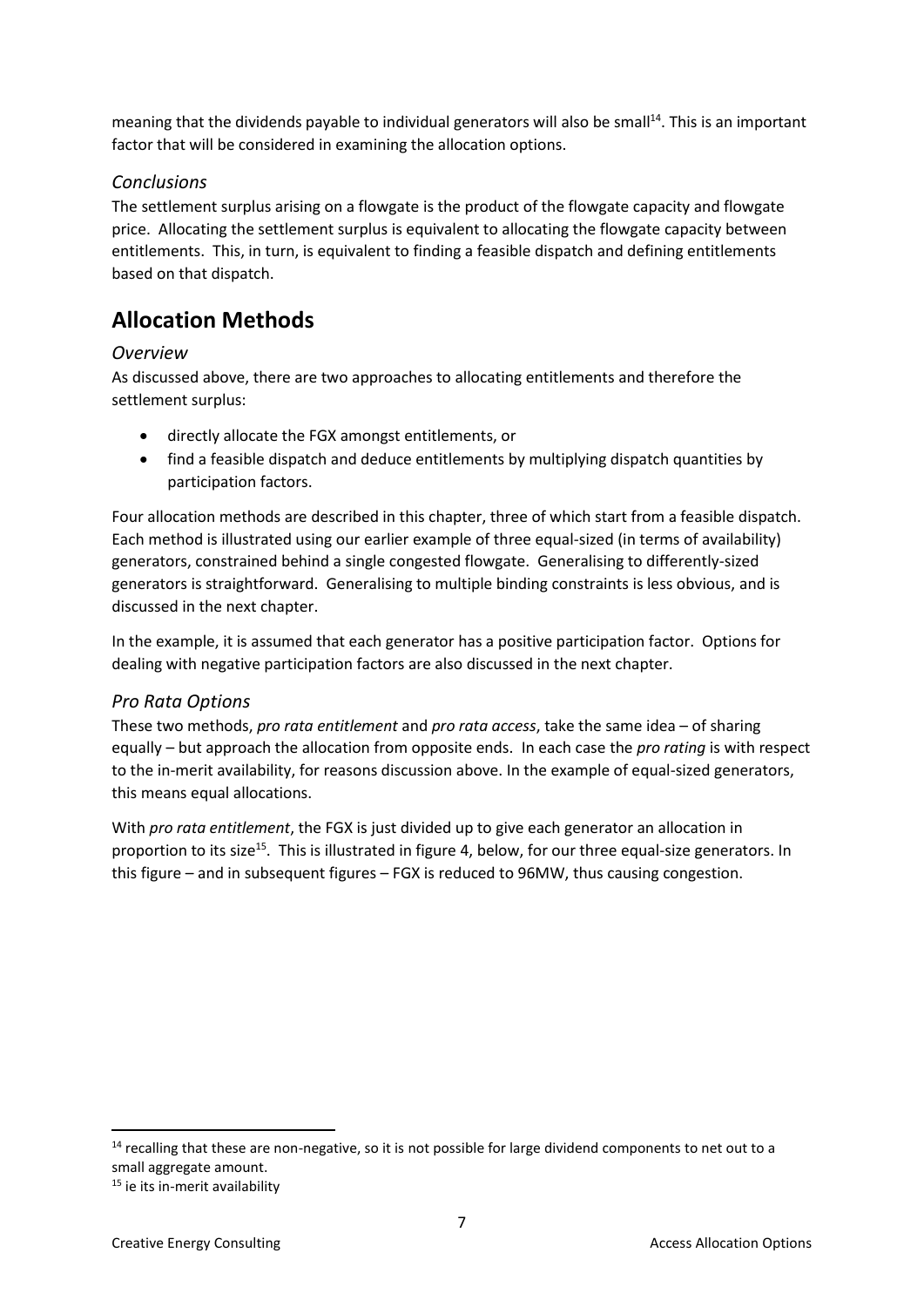meaning that the dividends payable to individual generators will also be small[14]. This is an important factor that will be considered in examining the allocation options.

### *Conclusions*

The settlement surplus arising on a flowgate is the product of the flowgate capacity and flowgate price. Allocating the settlement surplus is equivalent to allocating the flowgate capacity between entitlements. This, in turn, is equivalent to finding a feasible dispatch and defining entitlements based on that dispatch.

## Allocation Methods

### *Overview*

As discussed above, there are two approaches to allocating entitlements and therefore the settlement surplus:

- directly allocate the FGX amongst entitlements, or
- find a feasible dispatch and deduce entitlements by multiplying dispatch quantities by participation factors.

Four allocation methods are described in this chapter, three of which start from a feasible dispatch. Each method is illustrated using our earlier example of three equal-sized (in terms of availability) generators, constrained behind a single congested flowgate. Generalising to differently-sized generators is straightforward. Generalising to multiple binding constraints is less obvious, and is discussed in the next chapter.

In the example, it is assumed that each generator has a positive participation factor. Options for dealing with negative participation factors are also discussed in the next chapter.

### *Pro Rata Options*

These two methods, *pro rata entitlement* and *pro rata access*, take the same idea – of sharing equally – but approach the allocation from opposite ends. In each case the *pro rating* is with respect to the in-merit availability, for reasons discussion above. In the example of equal-sized generators, this means equal allocations.

With *pro rata entitlement*, the FGX is just divided up to give each generator an allocation in proportion to its size[15]. This is illustrated in figure 4, below, for our three equal-size generators. In this figure – and in subsequent figures – FGX is reduced to 96MW, thus causing congestion.

---

[14] recalling that these are non-negative, so it is not possible for large dividend components to net out to a small aggregate amount.

[15] ie its in-merit availability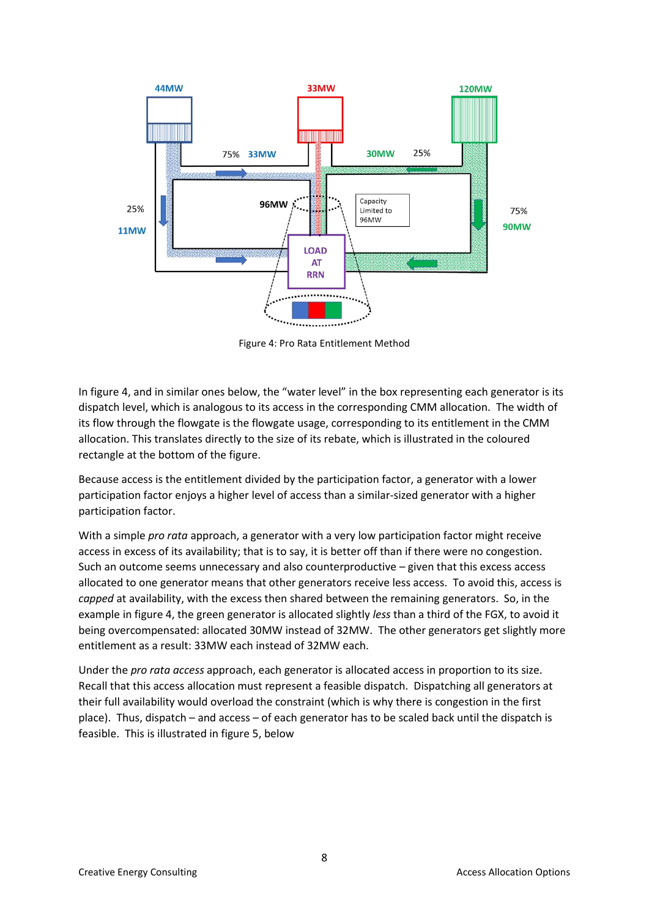Figure 4: Pro Rata Entitlement Method

In figure 4, and in similar ones below, the “water level” in the box representing each generator is its dispatch level, which is analogous to its access in the corresponding CMM allocation. The width of its flow through the flowgate is the flowgate usage, corresponding to its entitlement in the CMM allocation. This translates directly to the size of its rebate, which is illustrated in the coloured rectangle at the bottom of the figure.

Because access is the entitlement divided by the participation factor, a generator with a lower participation factor enjoys a higher level of access than a similar-sized generator with a higher participation factor.

With a simple *pro rata* approach, a generator with a very low participation factor might receive access in excess of its availability; that is to say, it is better off than if there were no congestion. Such an outcome seems unnecessary and also counterproductive – given that this excess access allocated to one generator means that other generators receive less access. To avoid this, access is *capped* at availability, with the excess then shared between the remaining generators. So, in the example in figure 4, the green generator is allocated slightly *less* than a third of the FGX, to avoid it being overcompensated: allocated 30MW instead of 32MW. The other generators get slightly more entitlement as a result: 33MW each instead of 32MW each.

Under the *pro rata access* approach, each generator is allocated access in proportion to its size. Recall that this access allocation must represent a feasible dispatch. Dispatching all generators at their full availability would overload the constraint (which is why there is congestion in the first place). Thus, dispatch – and access – of each generator has to be scaled back until the dispatch is feasible. This is illustrated in figure 5, below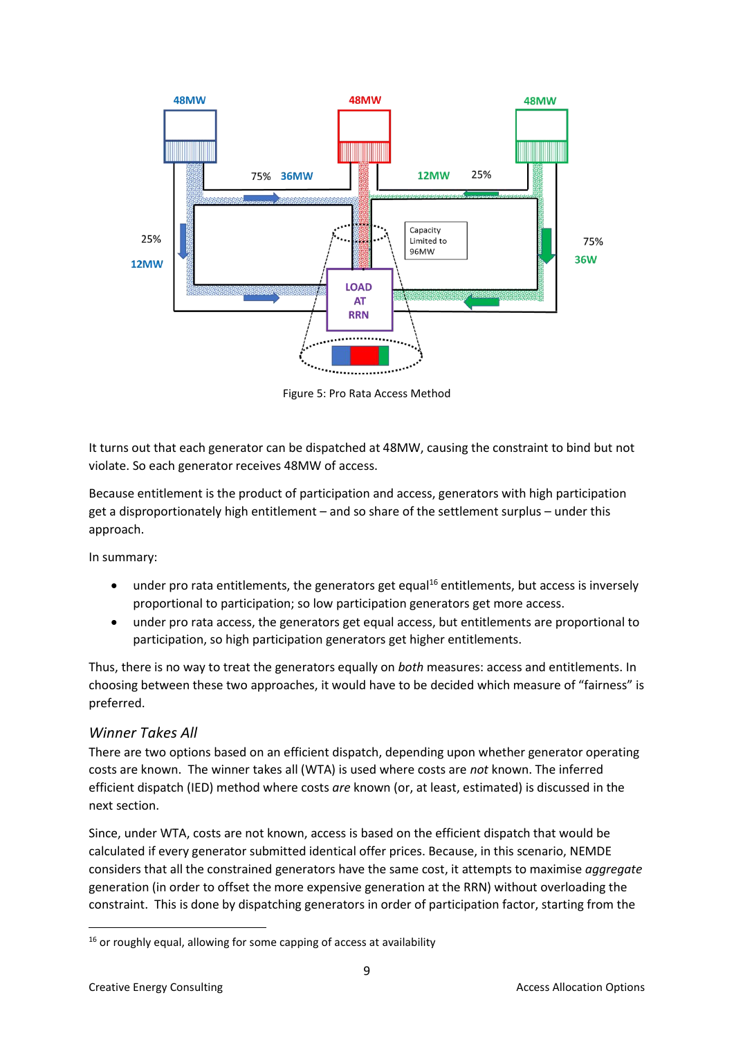Figure 5: Pro Rata Access Method

It turns out that each generator can be dispatched at 48MW, causing the constraint to bind but not violate. So each generator receives 48MW of access.

Because entitlement is the product of participation and access, generators with high participation get a disproportionately high entitlement – and so share of the settlement surplus – under this approach.

In summary:

- under pro rata entitlements, the generators get equal[16] entitlements, but access is inversely proportional to participation; so low participation generators get more access.
- under pro rata access, the generators get equal access, but entitlements are proportional to participation, so high participation generators get higher entitlements.

Thus, there is no way to treat the generators equally on *both* measures: access and entitlements. In choosing between these two approaches, it would have to be decided which measure of "fairness" is preferred.

### *Winner Takes All*

There are two options based on an efficient dispatch, depending upon whether generator operating costs are known. The winner takes all (WTA) is used where costs are *not* known. The inferred efficient dispatch (IED) method where costs *are* known (or, at least, estimated) is discussed in the next section.

Since, under WTA, costs are not known, access is based on the efficient dispatch that would be calculated if every generator submitted identical offer prices. Because, in this scenario, NEMDE considers that all the constrained generators have the same cost, it attempts to maximise *aggregate* generation (in order to offset the more expensive generation at the RRN) without overloading the constraint. This is done by dispatching generators in order of participation factor, starting from the

[16] or roughly equal, allowing for some capping of access at availability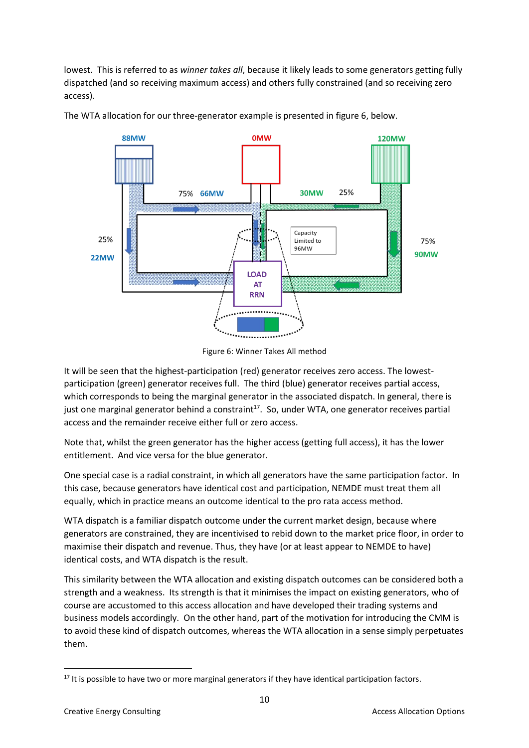lowest. This is referred to as *winner takes all*, because it likely leads to some generators getting fully dispatched (and so receiving maximum access) and others fully constrained (and so receiving zero access).

The WTA allocation for our three-generator example is presented in figure 6, below.

Figure 6: Winner Takes All method

It will be seen that the highest-participation (red) generator receives zero access. The lowest-participation (green) generator receives full. The third (blue) generator receives partial access, which corresponds to being the marginal generator in the associated dispatch. In general, there is just one marginal generator behind a constraint[17]. So, under WTA, one generator receives partial access and the remainder receive either full or zero access.

Note that, whilst the green generator has the higher access (getting full access), it has the lower entitlement. And vice versa for the blue generator.

One special case is a radial constraint, in which all generators have the same participation factor. In this case, because generators have identical cost and participation, NEMDE must treat them all equally, which in practice means an outcome identical to the pro rata access method.

WTA dispatch is a familiar dispatch outcome under the current market design, because where generators are constrained, they are incentivised to rebid down to the market price floor, in order to maximise their dispatch and revenue. Thus, they have (or at least appear to NEMDE to have) identical costs, and WTA dispatch is the result.

This similarity between the WTA allocation and existing dispatch outcomes can be considered both a strength and a weakness. Its strength is that it minimises the impact on existing generators, who of course are accustomed to this access allocation and have developed their trading systems and business models accordingly. On the other hand, part of the motivation for introducing the CMM is to avoid these kind of dispatch outcomes, whereas the WTA allocation in a sense simply perpetuates them.

[17] It is possible to have two or more marginal generators if they have identical participation factors.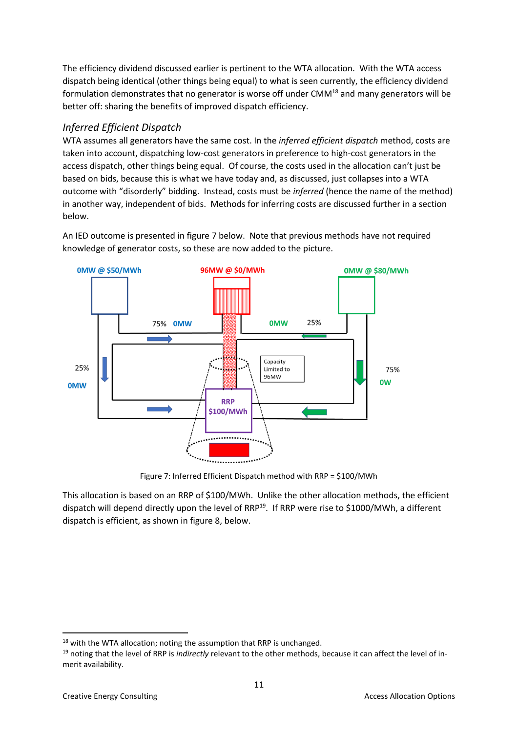The efficiency dividend discussed earlier is pertinent to the WTA allocation. With the WTA access dispatch being identical (other things being equal) to what is seen currently, the efficiency dividend formulation demonstrates that no generator is worse off under CMM[18] and many generators will be better off: sharing the benefits of improved dispatch efficiency.

### *Inferred Efficient Dispatch*

WTA assumes all generators have the same cost. In the *inferred efficient dispatch* method, costs are taken into account, dispatching low-cost generators in preference to high-cost generators in the access dispatch, other things being equal. Of course, the costs used in the allocation can't just be based on bids, because this is what we have today and, as discussed, just collapses into a WTA outcome with "disorderly" bidding. Instead, costs must be *inferred* (hence the name of the method) in another way, independent of bids. Methods for inferring costs are discussed further in a section below.

An IED outcome is presented in figure 7 below. Note that previous methods have not required knowledge of generator costs, so these are now added to the picture.

Figure 7: Inferred Efficient Dispatch method with RRP = $100/MWh

This allocation is based on an RRP of $100/MWh. Unlike the other allocation methods, the efficient dispatch will depend directly upon the level of RRP[19]. If RRP were rise to $1000/MWh, a different dispatch is efficient, as shown in figure 8, below.

[18] with the WTA allocation; noting the assumption that RRP is unchanged.

[19] noting that the level of RRP is *indirectly* relevant to the other methods, because it can affect the level of in-merit availability.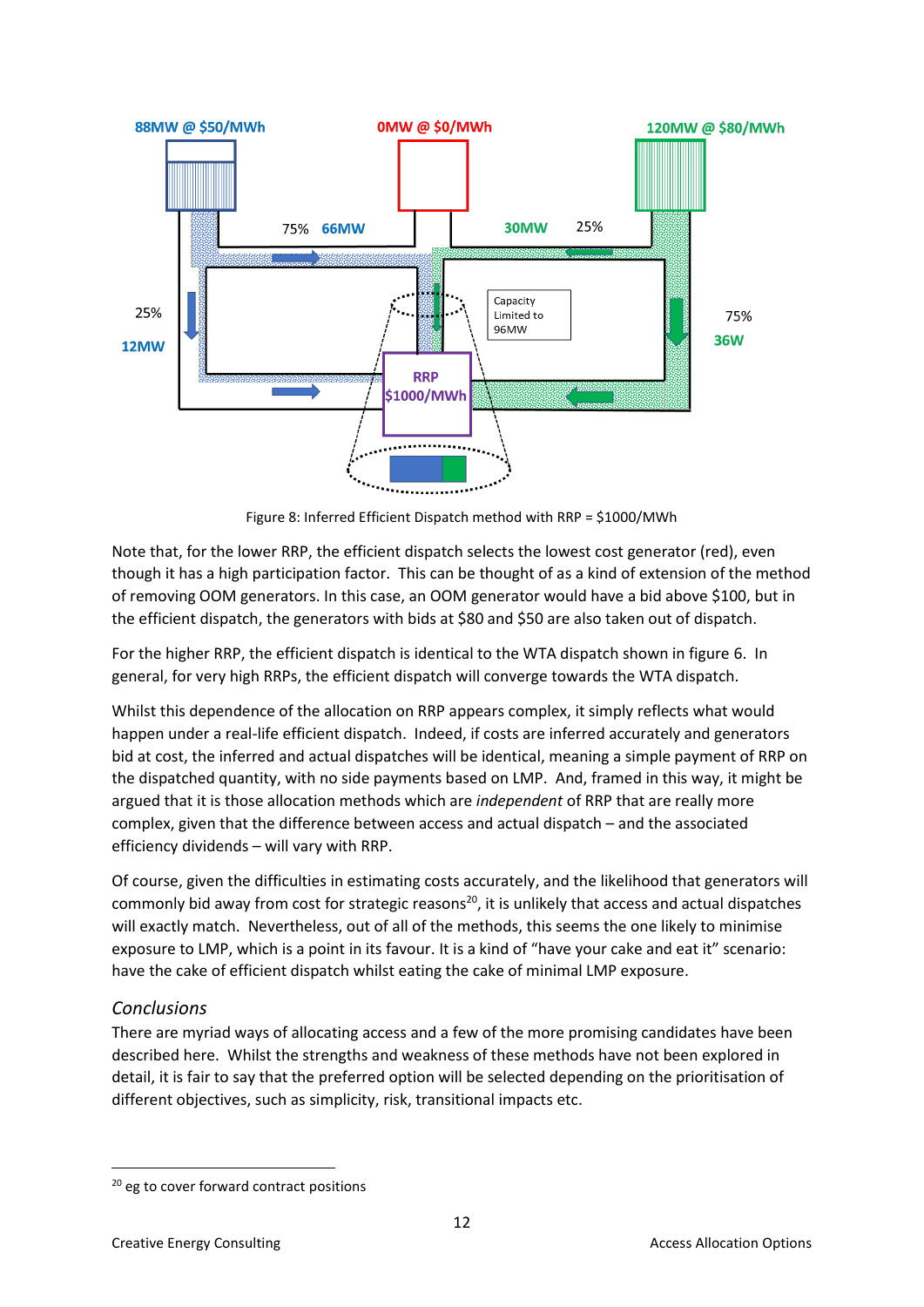Figure 8: Inferred Efficient Dispatch method with RRP = $1000/MWh

Note that, for the lower RRP, the efficient dispatch selects the lowest cost generator (red), even though it has a high participation factor. This can be thought of as a kind of extension of the method of removing OOM generators. In this case, an OOM generator would have a bid above $100, but in the efficient dispatch, the generators with bids at $80 and $50 are also taken out of dispatch.

For the higher RRP, the efficient dispatch is identical to the WTA dispatch shown in figure 6. In general, for very high RRPs, the efficient dispatch will converge towards the WTA dispatch.

Whilst this dependence of the allocation on RRP appears complex, it simply reflects what would happen under a real-life efficient dispatch. Indeed, if costs are inferred accurately and generators bid at cost, the inferred and actual dispatches will be identical, meaning a simple payment of RRP on the dispatched quantity, with no side payments based on LMP. And, framed in this way, it might be argued that it is those allocation methods which are *independent* of RRP that are really more complex, given that the difference between access and actual dispatch – and the associated efficiency dividends – will vary with RRP.

Of course, given the difficulties in estimating costs accurately, and the likelihood that generators will commonly bid away from cost for strategic reasons[20], it is unlikely that access and actual dispatches will exactly match. Nevertheless, out of all of the methods, this seems the one likely to minimise exposure to LMP, which is a point in its favour. It is a kind of "have your cake and eat it" scenario: have the cake of efficient dispatch whilst eating the cake of minimal LMP exposure.

## *Conclusions*

There are myriad ways of allocating access and a few of the more promising candidates have been described here. Whilst the strengths and weakness of these methods have not been explored in detail, it is fair to say that the preferred option will be selected depending on the prioritisation of different objectives, such as simplicity, risk, transitional impacts etc.

[20] eg to cover forward contract positions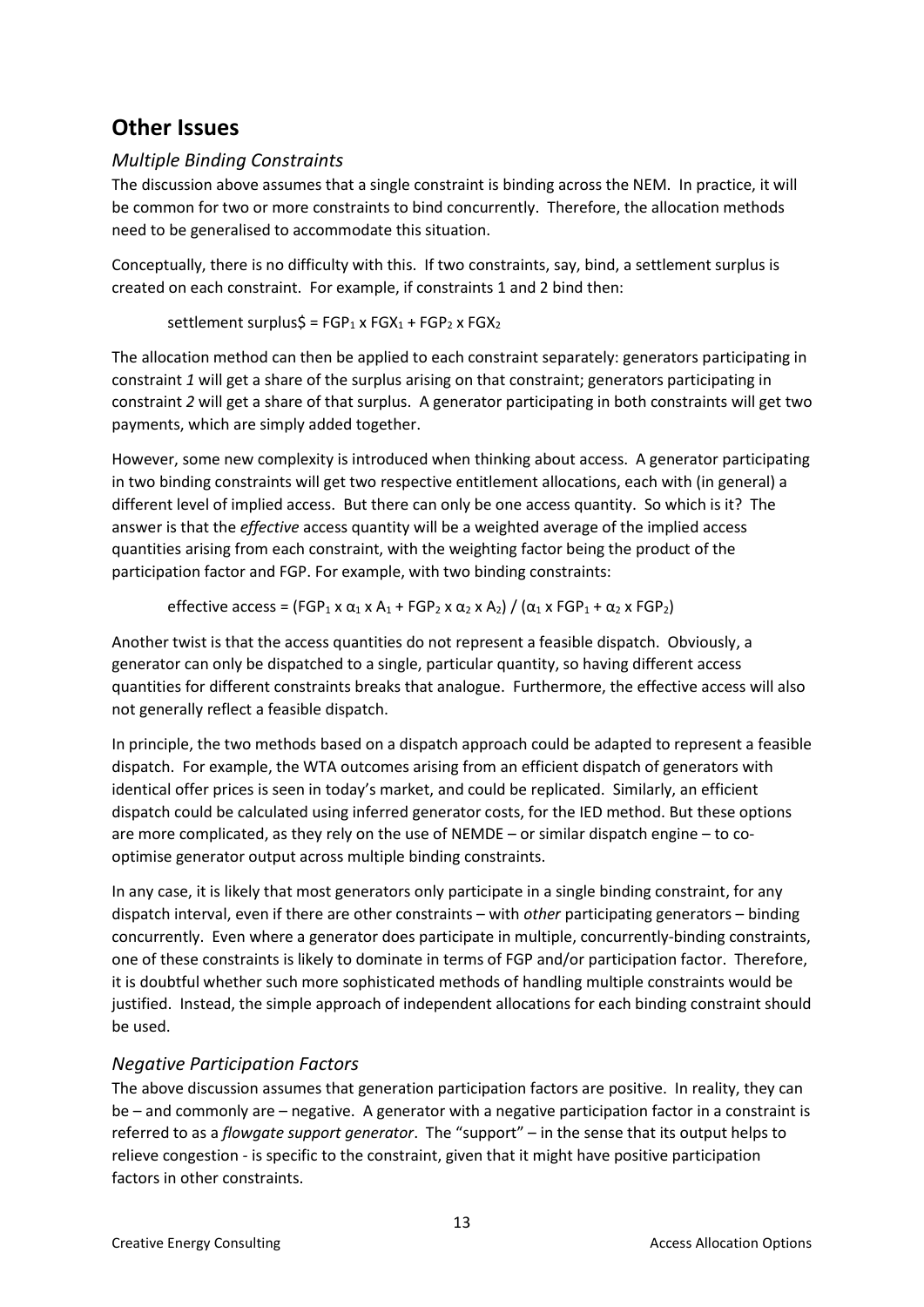# Other Issues

## *Multiple Binding Constraints*

The discussion above assumes that a single constraint is binding across the NEM. In practice, it will be common for two or more constraints to bind concurrently. Therefore, the allocation methods need to be generalised to accommodate this situation.

Conceptually, there is no difficulty with this. If two constraints, say, bind, a settlement surplus is created on each constraint. For example, if constraints 1 and 2 bind then:

$$\text{settlement surplus\$} = FGP_1 \times FGX_1 + FGP_2 \times FGX_2$$

The allocation method can then be applied to each constraint separately: generators participating in constraint *1* will get a share of the surplus arising on that constraint; generators participating in constraint *2* will get a share of that surplus. A generator participating in both constraints will get two payments, which are simply added together.

However, some new complexity is introduced when thinking about access. A generator participating in two binding constraints will get two respective entitlement allocations, each with (in general) a different level of implied access. But there can only be one access quantity. So which is it? The answer is that the *effective* access quantity will be a weighted average of the implied access quantities arising from each constraint, with the weighting factor being the product of the participation factor and FGP. For example, with two binding constraints:

$$\text{effective access} = (FGP_1 \times \alpha_1 \times A_1 + FGP_2 \times \alpha_2 \times A_2) / (\alpha_1 \times FGP_1 + \alpha_2 \times FGP_2)$$

Another twist is that the access quantities do not represent a feasible dispatch. Obviously, a generator can only be dispatched to a single, particular quantity, so having different access quantities for different constraints breaks that analogue. Furthermore, the effective access will also not generally reflect a feasible dispatch.

In principle, the two methods based on a dispatch approach could be adapted to represent a feasible dispatch. For example, the WTA outcomes arising from an efficient dispatch of generators with identical offer prices is seen in today's market, and could be replicated. Similarly, an efficient dispatch could be calculated using inferred generator costs, for the IED method. But these options are more complicated, as they rely on the use of NEMDE – or similar dispatch engine – to co-optimise generator output across multiple binding constraints.

In any case, it is likely that most generators only participate in a single binding constraint, for any dispatch interval, even if there are other constraints – with *other* participating generators – binding concurrently. Even where a generator does participate in multiple, concurrently-binding constraints, one of these constraints is likely to dominate in terms of FGP and/or participation factor. Therefore, it is doubtful whether such more sophisticated methods of handling multiple constraints would be justified. Instead, the simple approach of independent allocations for each binding constraint should be used.

## *Negative Participation Factors*

The above discussion assumes that generation participation factors are positive. In reality, they can be – and commonly are – negative. A generator with a negative participation factor in a constraint is referred to as a *flowgate support generator*. The "support" – in the sense that its output helps to relieve congestion - is specific to the constraint, given that it might have positive participation factors in other constraints.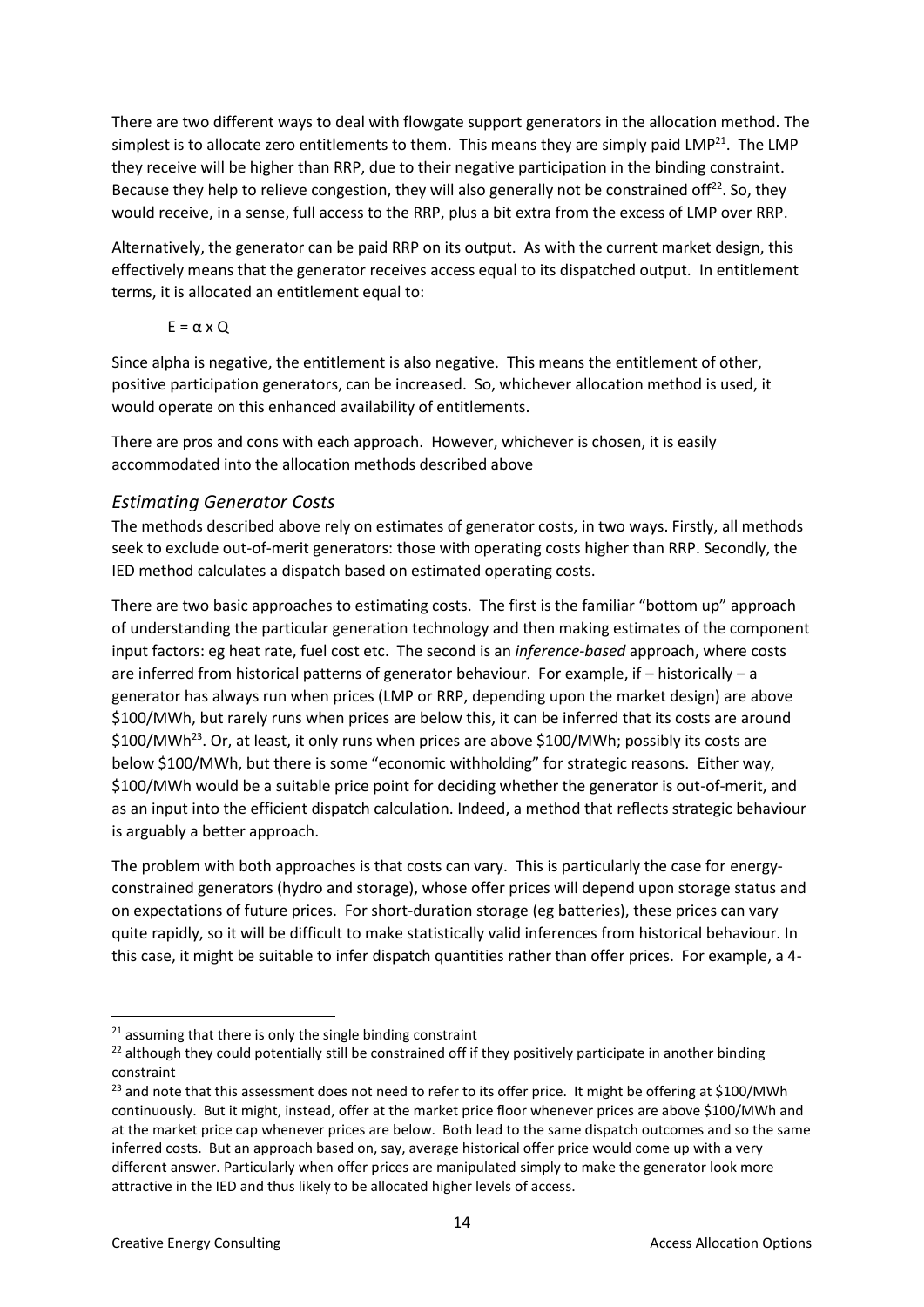There are two different ways to deal with flowgate support generators in the allocation method. The simplest is to allocate zero entitlements to them. This means they are simply paid LMP[21]. The LMP they receive will be higher than RRP, due to their negative participation in the binding constraint. Because they help to relieve congestion, they will also generally not be constrained off[22]. So, they would receive, in a sense, full access to the RRP, plus a bit extra from the excess of LMP over RRP.

Alternatively, the generator can be paid RRP on its output. As with the current market design, this effectively means that the generator receives access equal to its dispatched output. In entitlement terms, it is allocated an entitlement equal to:

$$E = \alpha \times Q$$

Since alpha is negative, the entitlement is also negative. This means the entitlement of other, positive participation generators, can be increased. So, whichever allocation method is used, it would operate on this enhanced availability of entitlements.

There are pros and cons with each approach. However, whichever is chosen, it is easily accommodated into the allocation methods described above

### *Estimating Generator Costs*

The methods described above rely on estimates of generator costs, in two ways. Firstly, all methods seek to exclude out-of-merit generators: those with operating costs higher than RRP. Secondly, the IED method calculates a dispatch based on estimated operating costs.

There are two basic approaches to estimating costs. The first is the familiar "bottom up" approach of understanding the particular generation technology and then making estimates of the component input factors: eg heat rate, fuel cost etc. The second is an *inference-based* approach, where costs are inferred from historical patterns of generator behaviour. For example, if – historically – a generator has always run when prices (LMP or RRP, depending upon the market design) are above \$100/MWh, but rarely runs when prices are below this, it can be inferred that its costs are around \$100/MWh[23]. Or, at least, it only runs when prices are above \$100/MWh; possibly its costs are below \$100/MWh, but there is some "economic withholding" for strategic reasons. Either way, \$100/MWh would be a suitable price point for deciding whether the generator is out-of-merit, and as an input into the efficient dispatch calculation. Indeed, a method that reflects strategic behaviour is arguably a better approach.

The problem with both approaches is that costs can vary. This is particularly the case for energy-constrained generators (hydro and storage), whose offer prices will depend upon storage status and on expectations of future prices. For short-duration storage (eg batteries), these prices can vary quite rapidly, so it will be difficult to make statistically valid inferences from historical behaviour. In this case, it might be suitable to infer dispatch quantities rather than offer prices. For example, a 4-

---

[21] assuming that there is only the single binding constraint

[22] although they could potentially still be constrained off if they positively participate in another binding constraint

[23] and note that this assessment does not need to refer to its offer price. It might be offering at \$100/MWh continuously. But it might, instead, offer at the market price floor whenever prices are above \$100/MWh and at the market price cap whenever prices are below. Both lead to the same dispatch outcomes and so the same inferred costs. But an approach based on, say, average historical offer price would come up with a very different answer. Particularly when offer prices are manipulated simply to make the generator look more attractive in the IED and thus likely to be allocated higher levels of access.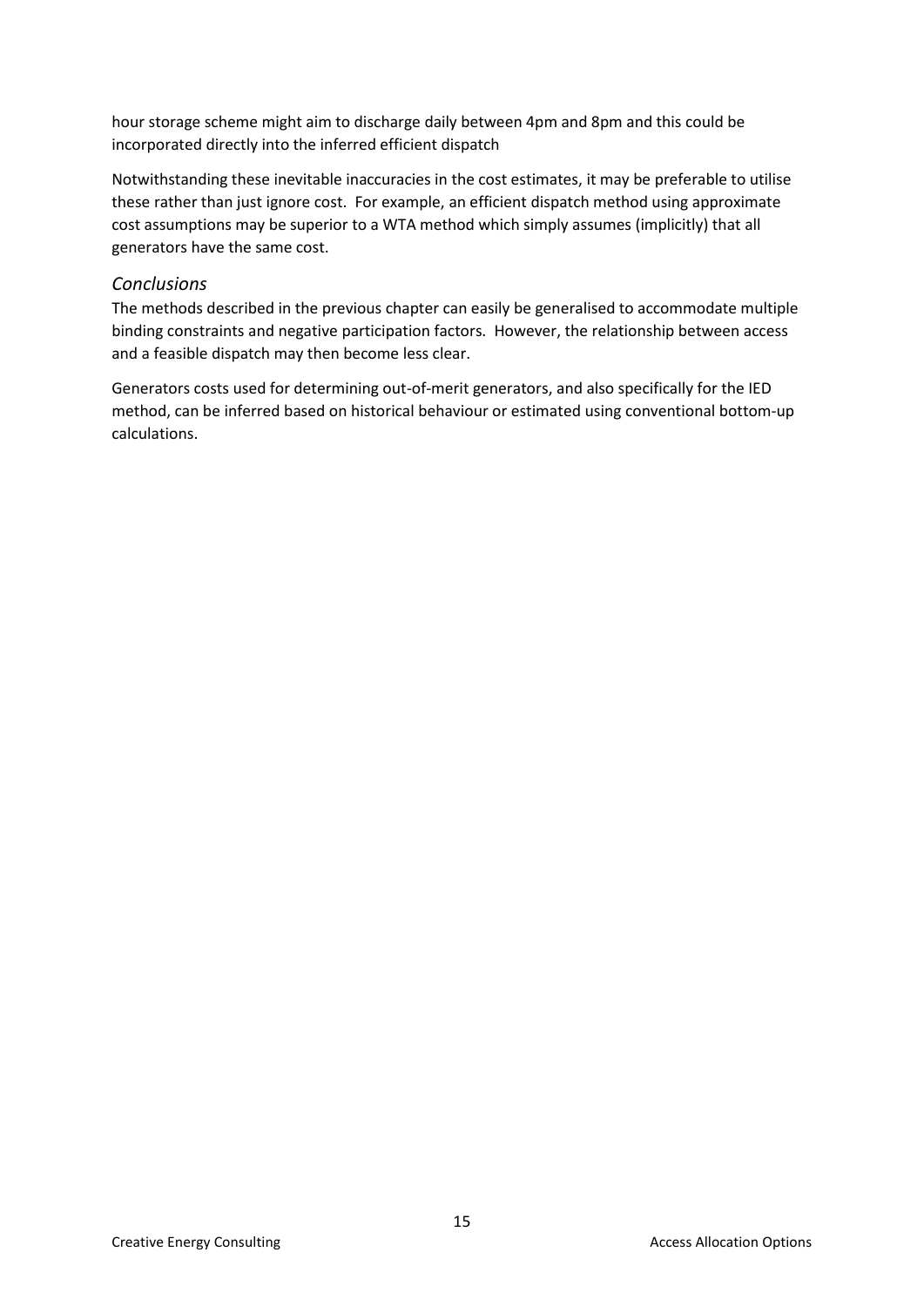hour storage scheme might aim to discharge daily between 4pm and 8pm and this could be incorporated directly into the inferred efficient dispatch

Notwithstanding these inevitable inaccuracies in the cost estimates, it may be preferable to utilise these rather than just ignore cost. For example, an efficient dispatch method using approximate cost assumptions may be superior to a WTA method which simply assumes (implicitly) that all generators have the same cost.

### *Conclusions*

The methods described in the previous chapter can easily be generalised to accommodate multiple binding constraints and negative participation factors. However, the relationship between access and a feasible dispatch may then become less clear.

Generators costs used for determining out-of-merit generators, and also specifically for the IED method, can be inferred based on historical behaviour or estimated using conventional bottom-up calculations.